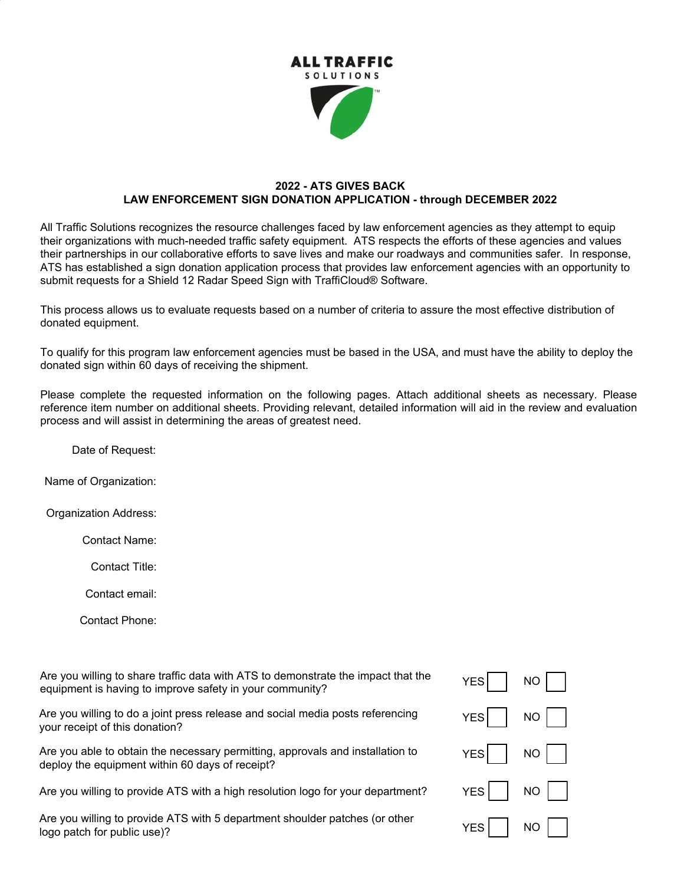ALL TRAFFIC
SOLUTIONS

## 2022 - ATS GIVES BACK
## LAW ENFORCEMENT SIGN DONATION APPLICATION - through DECEMBER 2022

All Traffic Solutions recognizes the resource challenges faced by law enforcement agencies as they attempt to equip their organizations with much-needed traffic safety equipment. ATS respects the efforts of these agencies and values their partnerships in our collaborative efforts to save lives and make our roadways and communities safer. In response, ATS has established a sign donation application process that provides law enforcement agencies with an opportunity to submit requests for a Shield 12 Radar Speed Sign with TraffiCloud® Software.

This process allows us to evaluate requests based on a number of criteria to assure the most effective distribution of donated equipment.

To qualify for this program law enforcement agencies must be based in the USA, and must have the ability to deploy the donated sign within 60 days of receiving the shipment.

Please complete the requested information on the following pages. Attach additional sheets as necessary. Please reference item number on additional sheets. Providing relevant, detailed information will aid in the review and evaluation process and will assist in determining the areas of greatest need.

Date of Request:

Name of Organization:

Organization Address:

Contact Name:

Contact Title:

Contact email:

Contact Phone:

| Question | YES | NO |
|---|---|---|
| Are you willing to share traffic data with ATS to demonstrate the impact that the equipment is having to improve safety in your community? | ☐ | ☐ |
| Are you willing to do a joint press release and social media posts referencing your receipt of this donation? | ☐ | ☐ |
| Are you able to obtain the necessary permitting, approvals and installation to deploy the equipment within 60 days of receipt? | ☐ | ☐ |
| Are you willing to provide ATS with a high resolution logo for your department? | ☐ | ☐ |
| Are you willing to provide ATS with 5 department shoulder patches (or other logo patch for public use)? | ☐ | ☐ |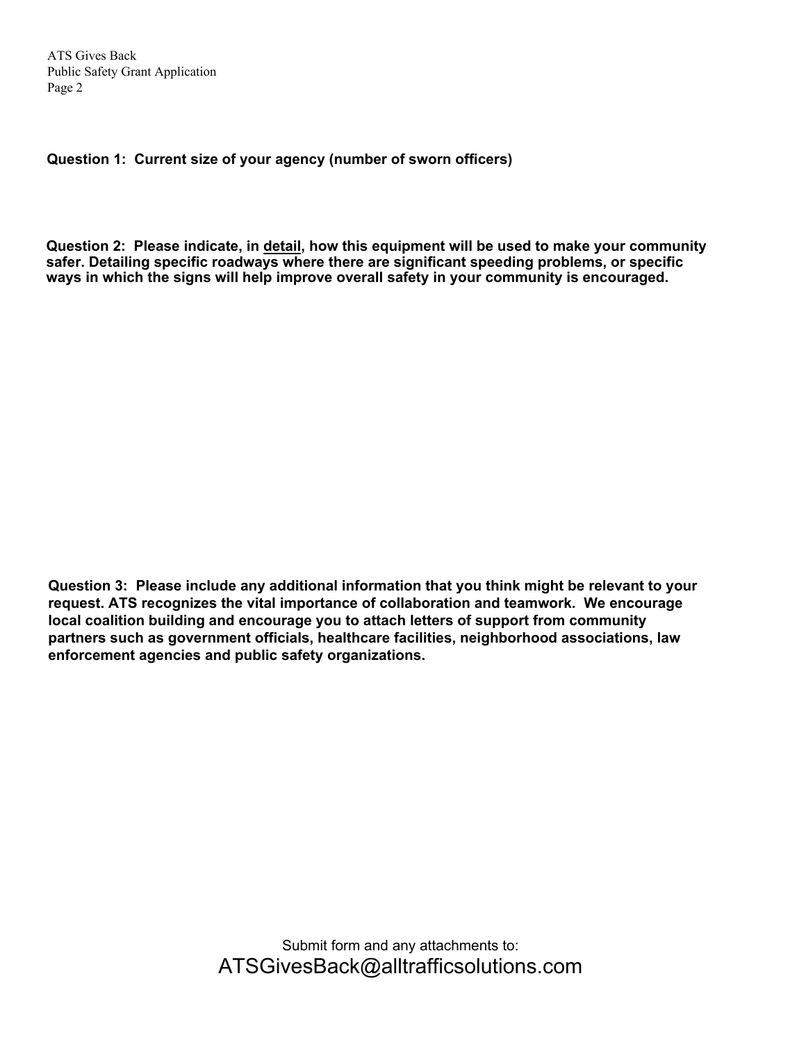**Question 1: Current size of your agency (number of sworn officers)**

**Question 2: Please indicate, in <u>detail</u>, how this equipment will be used to make your community safer. Detailing specific roadways where there are significant speeding problems, or specific ways in which the signs will help improve overall safety in your community is encouraged.**

**Question 3: Please include any additional information that you think might be relevant to your request. ATS recognizes the vital importance of collaboration and teamwork. We encourage local coalition building and encourage you to attach letters of support from community partners such as government officials, healthcare facilities, neighborhood associations, law enforcement agencies and public safety organizations.**

Submit form and any attachments to:

ATSGivesBack@alltrafficsolutions.com